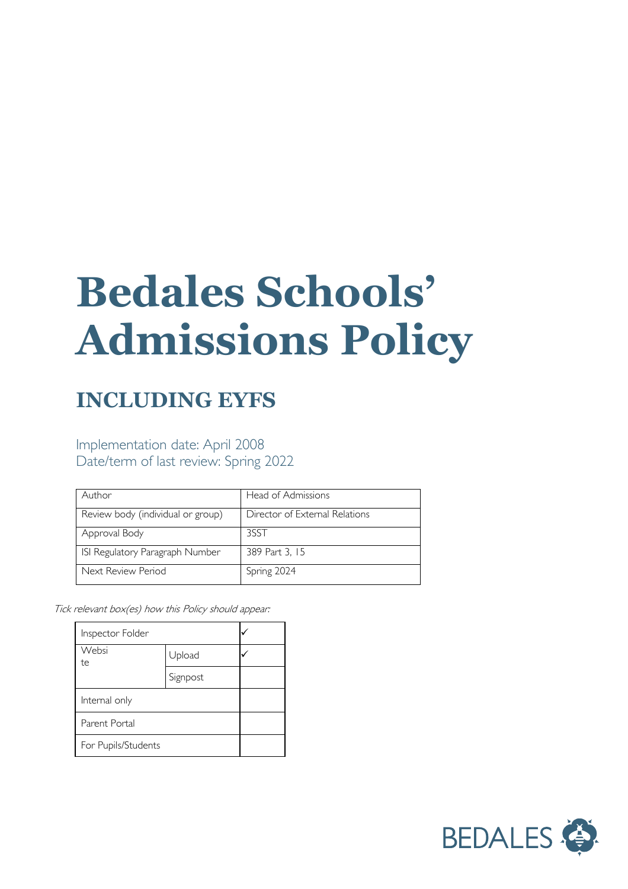# Bedales Schools' Admissions Policy

## INCLUDING EYFS

Implementation date: April 2008
Date/term of last review: Spring 2022

| Author | Head of Admissions |
|---|---|
| Review body (individual or group) | Director of External Relations |
| Approval Body | 3SST |
| ISI Regulatory Paragraph Number | 389 Part 3, 15 |
| Next Review Period | Spring 2024 |

*Tick relevant box(es) how this Policy should appear:*

| Inspector Folder | | ✓ |
|---|---|---|
| Website | Upload | ✓ |
| | Signpost | |
| Internal only | | |
| Parent Portal | | |
| For Pupils/Students | | |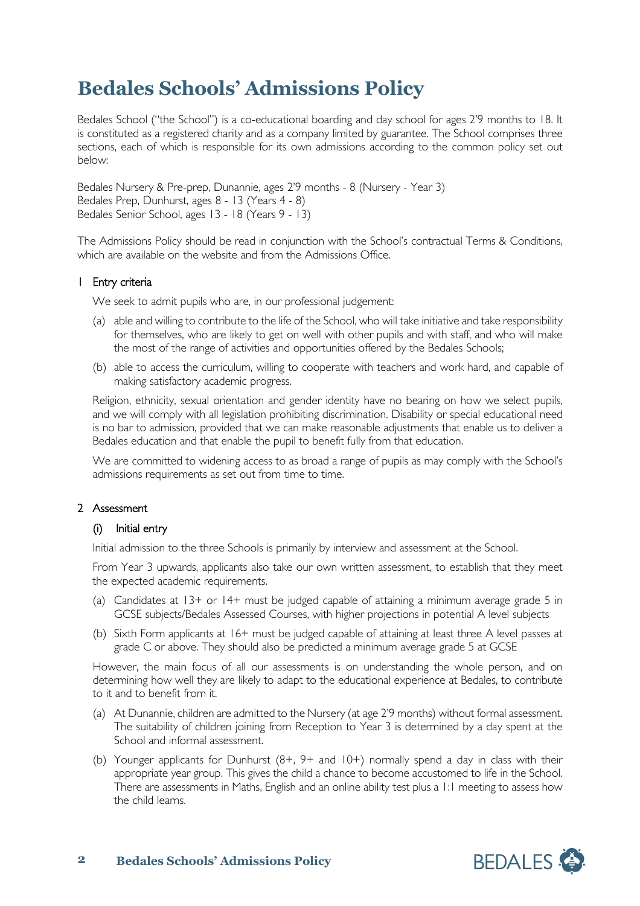# Bedales Schools' Admissions Policy

Bedales School ("the School") is a co-educational boarding and day school for ages 2'9 months to 18. It is constituted as a registered charity and as a company limited by guarantee. The School comprises three sections, each of which is responsible for its own admissions according to the common policy set out below:

Bedales Nursery & Pre-prep, Dunannie, ages 2'9 months - 8 (Nursery - Year 3)
Bedales Prep, Dunhurst, ages 8 - 13 (Years 4 - 8)
Bedales Senior School, ages 13 - 18 (Years 9 - 13)

The Admissions Policy should be read in conjunction with the School's contractual Terms & Conditions, which are available on the website and from the Admissions Office.

## 1 Entry criteria

We seek to admit pupils who are, in our professional judgement:

(a) able and willing to contribute to the life of the School, who will take initiative and take responsibility for themselves, who are likely to get on well with other pupils and with staff, and who will make the most of the range of activities and opportunities offered by the Bedales Schools;

(b) able to access the curriculum, willing to cooperate with teachers and work hard, and capable of making satisfactory academic progress.

Religion, ethnicity, sexual orientation and gender identity have no bearing on how we select pupils, and we will comply with all legislation prohibiting discrimination. Disability or special educational need is no bar to admission, provided that we can make reasonable adjustments that enable us to deliver a Bedales education and that enable the pupil to benefit fully from that education.

We are committed to widening access to as broad a range of pupils as may comply with the School's admissions requirements as set out from time to time.

## 2 Assessment

### (i) Initial entry

Initial admission to the three Schools is primarily by interview and assessment at the School.

From Year 3 upwards, applicants also take our own written assessment, to establish that they meet the expected academic requirements.

(a) Candidates at 13+ or 14+ must be judged capable of attaining a minimum average grade 5 in GCSE subjects/Bedales Assessed Courses, with higher projections in potential A level subjects

(b) Sixth Form applicants at 16+ must be judged capable of attaining at least three A level passes at grade C or above. They should also be predicted a minimum average grade 5 at GCSE

However, the main focus of all our assessments is on understanding the whole person, and on determining how well they are likely to adapt to the educational experience at Bedales, to contribute to it and to benefit from it.

(a) At Dunannie, children are admitted to the Nursery (at age 2'9 months) without formal assessment. The suitability of children joining from Reception to Year 3 is determined by a day spent at the School and informal assessment.

(b) Younger applicants for Dunhurst (8+, 9+ and 10+) normally spend a day in class with their appropriate year group. This gives the child a chance to become accustomed to life in the School. There are assessments in Maths, English and an online ability test plus a 1:1 meeting to assess how the child learns.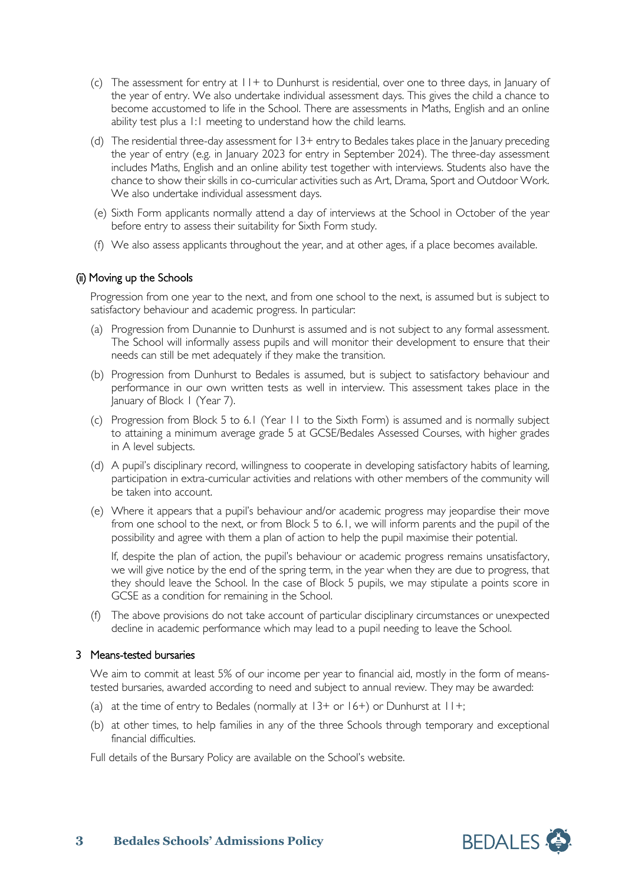(c) The assessment for entry at 11+ to Dunhurst is residential, over one to three days, in January of the year of entry. We also undertake individual assessment days. This gives the child a chance to become accustomed to life in the School. There are assessments in Maths, English and an online ability test plus a 1:1 meeting to understand how the child learns.

(d) The residential three-day assessment for 13+ entry to Bedales takes place in the January preceding the year of entry (e.g. in January 2023 for entry in September 2024). The three-day assessment includes Maths, English and an online ability test together with interviews. Students also have the chance to show their skills in co-curricular activities such as Art, Drama, Sport and Outdoor Work. We also undertake individual assessment days.

(e) Sixth Form applicants normally attend a day of interviews at the School in October of the year before entry to assess their suitability for Sixth Form study.

(f) We also assess applicants throughout the year, and at other ages, if a place becomes available.

#### (ii) Moving up the Schools

Progression from one year to the next, and from one school to the next, is assumed but is subject to satisfactory behaviour and academic progress. In particular:

(a) Progression from Dunannie to Dunhurst is assumed and is not subject to any formal assessment. The School will informally assess pupils and will monitor their development to ensure that their needs can still be met adequately if they make the transition.

(b) Progression from Dunhurst to Bedales is assumed, but is subject to satisfactory behaviour and performance in our own written tests as well in interview. This assessment takes place in the January of Block 1 (Year 7).

(c) Progression from Block 5 to 6.1 (Year 11 to the Sixth Form) is assumed and is normally subject to attaining a minimum average grade 5 at GCSE/Bedales Assessed Courses, with higher grades in A level subjects.

(d) A pupil's disciplinary record, willingness to cooperate in developing satisfactory habits of learning, participation in extra-curricular activities and relations with other members of the community will be taken into account.

(e) Where it appears that a pupil's behaviour and/or academic progress may jeopardise their move from one school to the next, or from Block 5 to 6.1, we will inform parents and the pupil of the possibility and agree with them a plan of action to help the pupil maximise their potential.

If, despite the plan of action, the pupil's behaviour or academic progress remains unsatisfactory, we will give notice by the end of the spring term, in the year when they are due to progress, that they should leave the School. In the case of Block 5 pupils, we may stipulate a points score in GCSE as a condition for remaining in the School.

(f) The above provisions do not take account of particular disciplinary circumstances or unexpected decline in academic performance which may lead to a pupil needing to leave the School.

### 3 Means-tested bursaries

We aim to commit at least 5% of our income per year to financial aid, mostly in the form of means-tested bursaries, awarded according to need and subject to annual review. They may be awarded:

(a) at the time of entry to Bedales (normally at 13+ or 16+) or Dunhurst at 11+;

(b) at other times, to help families in any of the three Schools through temporary and exceptional financial difficulties.

Full details of the Bursary Policy are available on the School's website.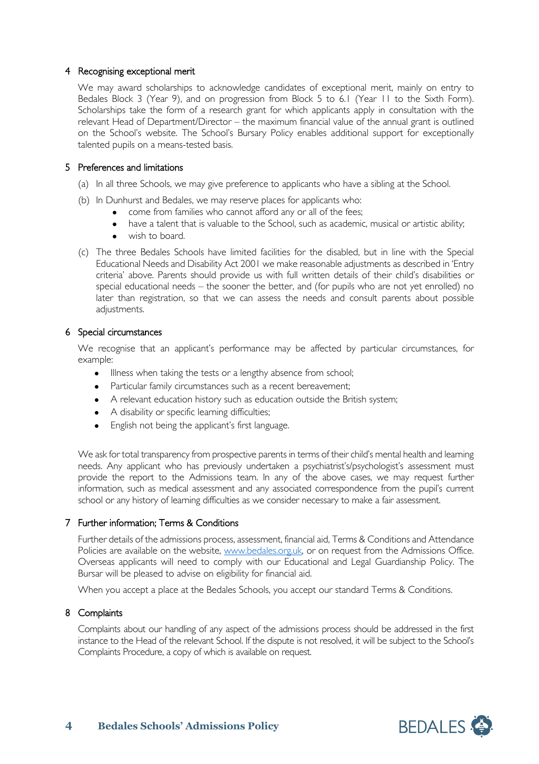## 4 Recognising exceptional merit

We may award scholarships to acknowledge candidates of exceptional merit, mainly on entry to Bedales Block 3 (Year 9), and on progression from Block 5 to 6.1 (Year 11 to the Sixth Form). Scholarships take the form of a research grant for which applicants apply in consultation with the relevant Head of Department/Director – the maximum financial value of the annual grant is outlined on the School's website. The School's Bursary Policy enables additional support for exceptionally talented pupils on a means-tested basis.

## 5 Preferences and limitations

(a) In all three Schools, we may give preference to applicants who have a sibling at the School.

(b) In Dunhurst and Bedales, we may reserve places for applicants who:

- come from families who cannot afford any or all of the fees;
- have a talent that is valuable to the School, such as academic, musical or artistic ability;
- wish to board.

(c) The three Bedales Schools have limited facilities for the disabled, but in line with the Special Educational Needs and Disability Act 2001 we make reasonable adjustments as described in 'Entry criteria' above. Parents should provide us with full written details of their child's disabilities or special educational needs – the sooner the better, and (for pupils who are not yet enrolled) no later than registration, so that we can assess the needs and consult parents about possible adjustments.

## 6 Special circumstances

We recognise that an applicant's performance may be affected by particular circumstances, for example:

- Illness when taking the tests or a lengthy absence from school;
- Particular family circumstances such as a recent bereavement;
- A relevant education history such as education outside the British system;
- A disability or specific learning difficulties;
- English not being the applicant's first language.

We ask for total transparency from prospective parents in terms of their child's mental health and learning needs. Any applicant who has previously undertaken a psychiatrist's/psychologist's assessment must provide the report to the Admissions team. In any of the above cases, we may request further information, such as medical assessment and any associated correspondence from the pupil's current school or any history of learning difficulties as we consider necessary to make a fair assessment.

## 7 Further information; Terms & Conditions

Further details of the admissions process, assessment, financial aid, Terms & Conditions and Attendance Policies are available on the website, www.bedales.org.uk, or on request from the Admissions Office. Overseas applicants will need to comply with our Educational and Legal Guardianship Policy. The Bursar will be pleased to advise on eligibility for financial aid.

When you accept a place at the Bedales Schools, you accept our standard Terms & Conditions.

## 8 Complaints

Complaints about our handling of any aspect of the admissions process should be addressed in the first instance to the Head of the relevant School. If the dispute is not resolved, it will be subject to the School's Complaints Procedure, a copy of which is available on request.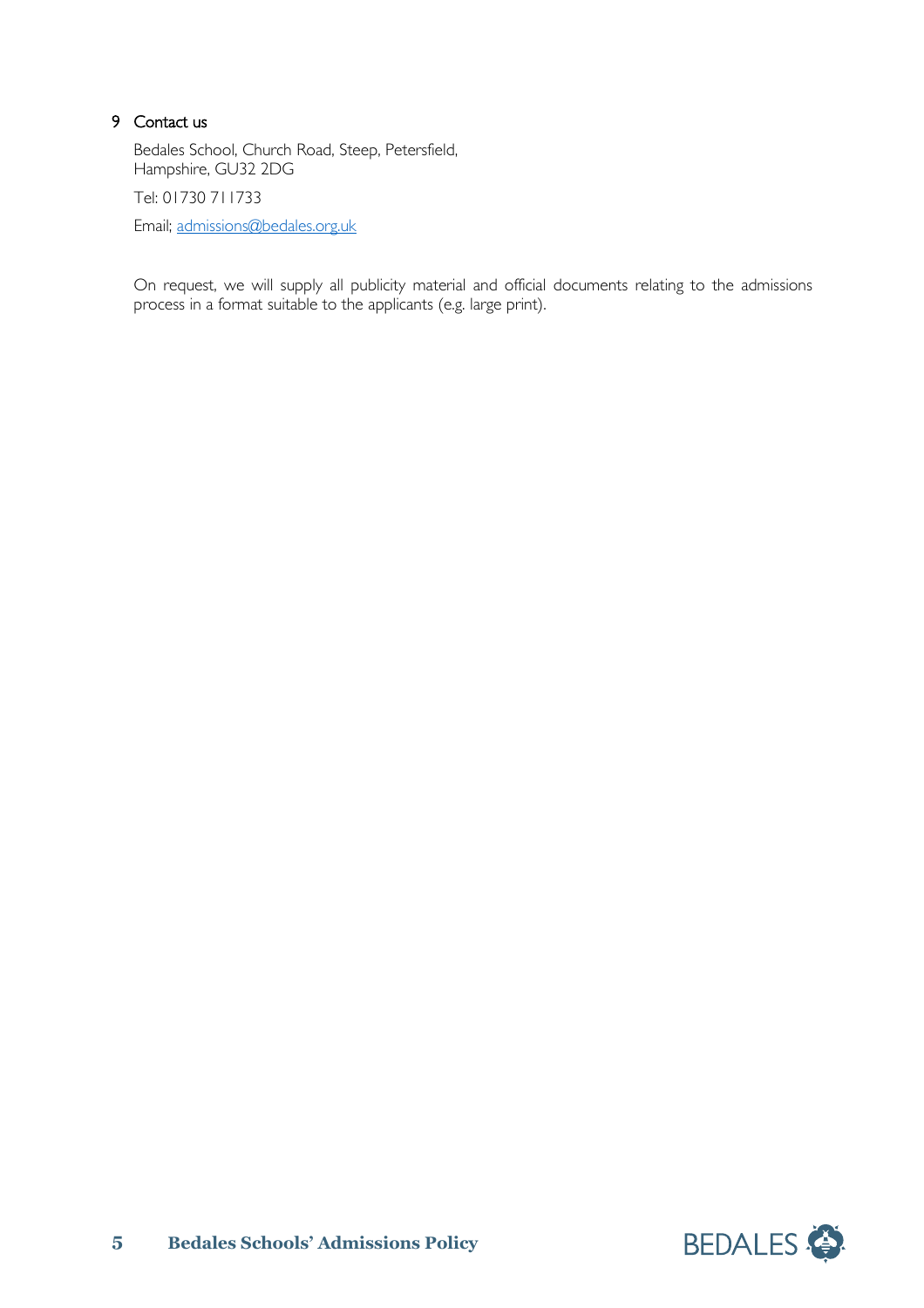## 9 Contact us

Bedales School, Church Road, Steep, Petersfield,
Hampshire, GU32 2DG

Tel: 01730 711733

Email; admissions@bedales.org.uk

On request, we will supply all publicity material and official documents relating to the admissions process in a format suitable to the applicants (e.g. large print).